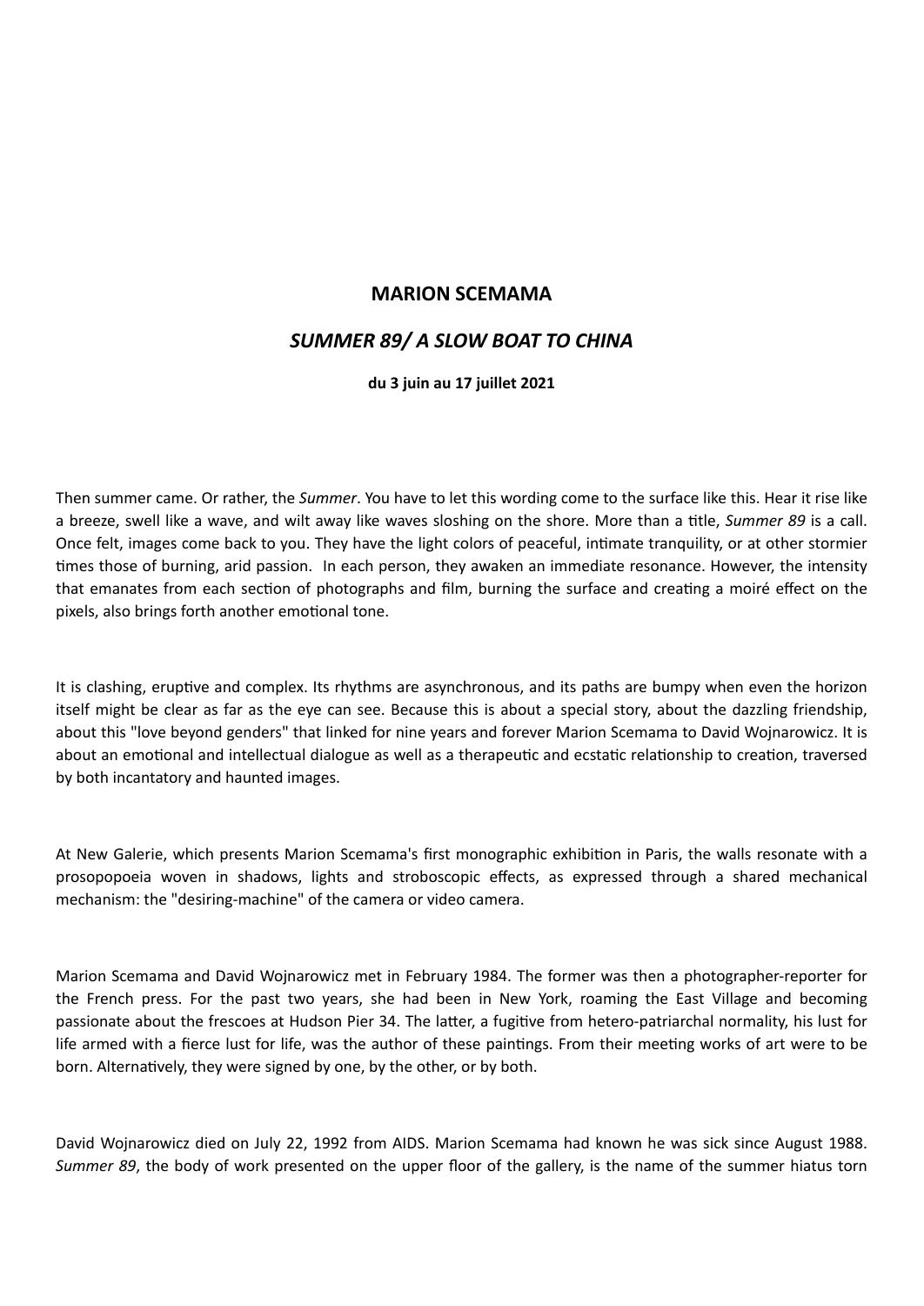# MARION SCEMAMA

## *SUMMER 89/ A SLOW BOAT TO CHINA*

**du 3 juin au 17 juillet 2021**

Then summer came. Or rather, the *Summer*. You have to let this wording come to the surface like this. Hear it rise like a breeze, swell like a wave, and wilt away like waves sloshing on the shore. More than a title, *Summer 89* is a call. Once felt, images come back to you. They have the light colors of peaceful, intimate tranquility, or at other stormier times those of burning, arid passion. In each person, they awaken an immediate resonance. However, the intensity that emanates from each section of photographs and film, burning the surface and creating a moiré effect on the pixels, also brings forth another emotional tone.

It is clashing, eruptive and complex. Its rhythms are asynchronous, and its paths are bumpy when even the horizon itself might be clear as far as the eye can see. Because this is about a special story, about the dazzling friendship, about this "love beyond genders" that linked for nine years and forever Marion Scemama to David Wojnarowicz. It is about an emotional and intellectual dialogue as well as a therapeutic and ecstatic relationship to creation, traversed by both incantatory and haunted images.

At New Galerie, which presents Marion Scemama's first monographic exhibition in Paris, the walls resonate with a prosopopoeia woven in shadows, lights and stroboscopic effects, as expressed through a shared mechanical mechanism: the "desiring-machine" of the camera or video camera.

Marion Scemama and David Wojnarowicz met in February 1984. The former was then a photographer-reporter for the French press. For the past two years, she had been in New York, roaming the East Village and becoming passionate about the frescoes at Hudson Pier 34. The latter, a fugitive from hetero-patriarchal normality, his lust for life armed with a fierce lust for life, was the author of these paintings. From their meeting works of art were to be born. Alternatively, they were signed by one, by the other, or by both.

David Wojnarowicz died on July 22, 1992 from AIDS. Marion Scemama had known he was sick since August 1988. *Summer 89*, the body of work presented on the upper floor of the gallery, is the name of the summer hiatus torn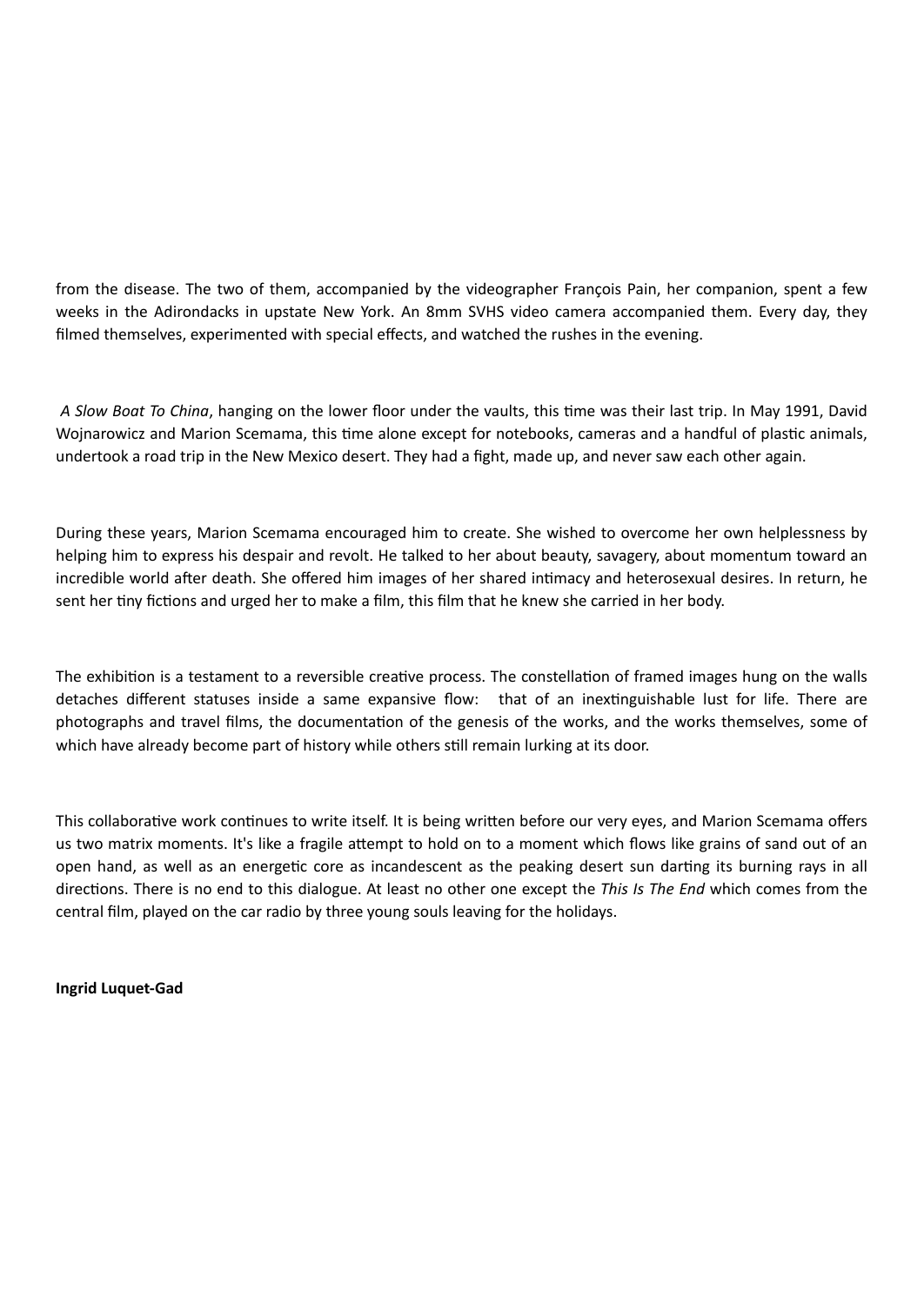from the disease. The two of them, accompanied by the videographer François Pain, her companion, spent a few weeks in the Adirondacks in upstate New York. An 8mm SVHS video camera accompanied them. Every day, they filmed themselves, experimented with special effects, and watched the rushes in the evening.

*A Slow Boat To China*, hanging on the lower floor under the vaults, this time was their last trip. In May 1991, David Wojnarowicz and Marion Scemama, this time alone except for notebooks, cameras and a handful of plastic animals, undertook a road trip in the New Mexico desert. They had a fight, made up, and never saw each other again.

During these years, Marion Scemama encouraged him to create. She wished to overcome her own helplessness by helping him to express his despair and revolt. He talked to her about beauty, savagery, about momentum toward an incredible world after death. She offered him images of her shared intimacy and heterosexual desires. In return, he sent her tiny fictions and urged her to make a film, this film that he knew she carried in her body.

The exhibition is a testament to a reversible creative process. The constellation of framed images hung on the walls detaches different statuses inside a same expansive flow: that of an inextinguishable lust for life. There are photographs and travel films, the documentation of the genesis of the works, and the works themselves, some of which have already become part of history while others still remain lurking at its door.

This collaborative work continues to write itself. It is being written before our very eyes, and Marion Scemama offers us two matrix moments. It's like a fragile attempt to hold on to a moment which flows like grains of sand out of an open hand, as well as an energetic core as incandescent as the peaking desert sun darting its burning rays in all directions. There is no end to this dialogue. At least no other one except the *This Is The End* which comes from the central film, played on the car radio by three young souls leaving for the holidays.

**Ingrid Luquet-Gad**